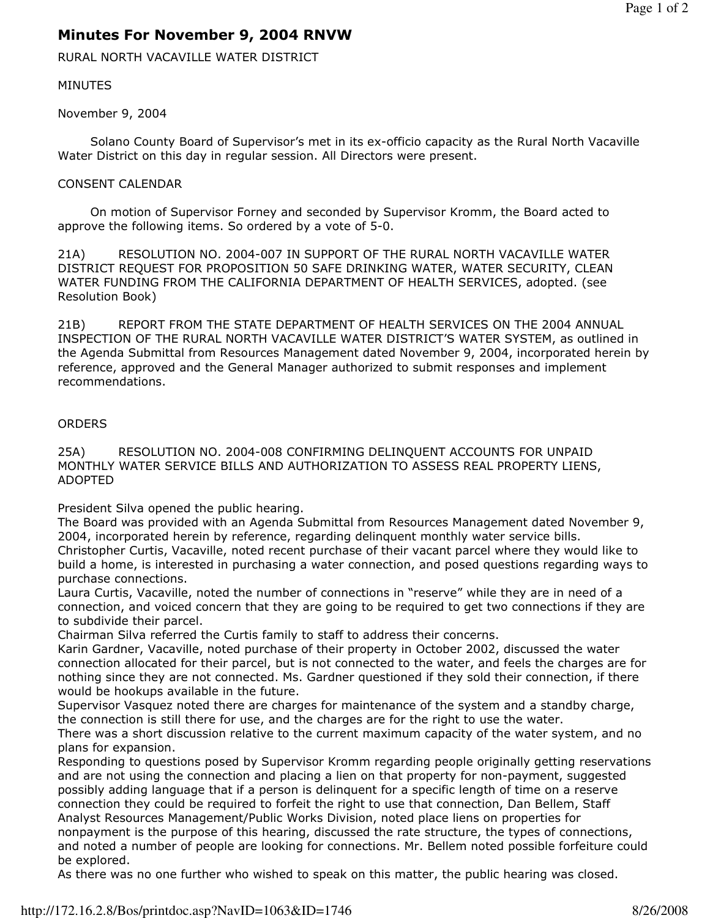# Minutes For November 9, 2004 RNVW

RURAL NORTH VACAVILLE WATER DISTRICT

MINUTES

November 9, 2004

Solano County Board of Supervisor's met in its ex-officio capacity as the Rural North Vacaville Water District on this day in regular session. All Directors were present.

CONSENT CALENDAR

On motion of Supervisor Forney and seconded by Supervisor Kromm, the Board acted to approve the following items. So ordered by a vote of 5-0.

21A) RESOLUTION NO. 2004-007 IN SUPPORT OF THE RURAL NORTH VACAVILLE WATER DISTRICT REQUEST FOR PROPOSITION 50 SAFE DRINKING WATER, WATER SECURITY, CLEAN WATER FUNDING FROM THE CALIFORNIA DEPARTMENT OF HEALTH SERVICES, adopted. (see Resolution Book)

21B) REPORT FROM THE STATE DEPARTMENT OF HEALTH SERVICES ON THE 2004 ANNUAL INSPECTION OF THE RURAL NORTH VACAVILLE WATER DISTRICT'S WATER SYSTEM, as outlined in the Agenda Submittal from Resources Management dated November 9, 2004, incorporated herein by reference, approved and the General Manager authorized to submit responses and implement recommendations.

ORDERS

25A) RESOLUTION NO. 2004-008 CONFIRMING DELINQUENT ACCOUNTS FOR UNPAID MONTHLY WATER SERVICE BILLS AND AUTHORIZATION TO ASSESS REAL PROPERTY LIENS, ADOPTED

President Silva opened the public hearing.
The Board was provided with an Agenda Submittal from Resources Management dated November 9, 2004, incorporated herein by reference, regarding delinquent monthly water service bills.
Christopher Curtis, Vacaville, noted recent purchase of their vacant parcel where they would like to build a home, is interested in purchasing a water connection, and posed questions regarding ways to purchase connections.
Laura Curtis, Vacaville, noted the number of connections in "reserve" while they are in need of a connection, and voiced concern that they are going to be required to get two connections if they are to subdivide their parcel.
Chairman Silva referred the Curtis family to staff to address their concerns.
Karin Gardner, Vacaville, noted purchase of their property in October 2002, discussed the water connection allocated for their parcel, but is not connected to the water, and feels the charges are for nothing since they are not connected. Ms. Gardner questioned if they sold their connection, if there would be hookups available in the future.
Supervisor Vasquez noted there are charges for maintenance of the system and a standby charge, the connection is still there for use, and the charges are for the right to use the water.
There was a short discussion relative to the current maximum capacity of the water system, and no plans for expansion.
Responding to questions posed by Supervisor Kromm regarding people originally getting reservations and are not using the connection and placing a lien on that property for non-payment, suggested possibly adding language that if a person is delinquent for a specific length of time on a reserve connection they could be required to forfeit the right to use that connection, Dan Bellem, Staff Analyst Resources Management/Public Works Division, noted place liens on properties for nonpayment is the purpose of this hearing, discussed the rate structure, the types of connections, and noted a number of people are looking for connections. Mr. Bellem noted possible forfeiture could be explored.
As there was no one further who wished to speak on this matter, the public hearing was closed.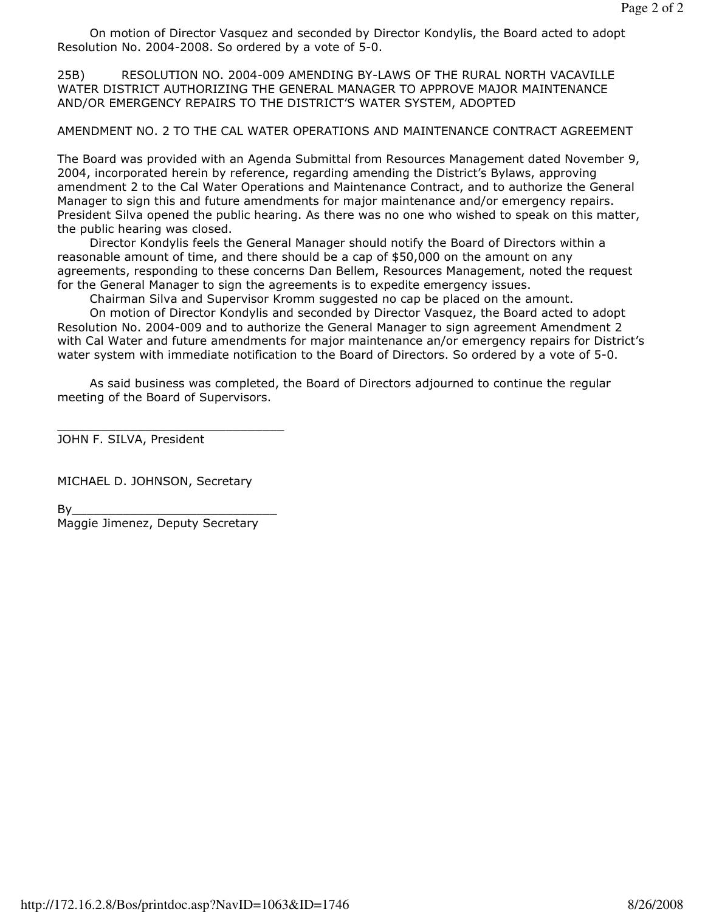On motion of Director Vasquez and seconded by Director Kondylis, the Board acted to adopt Resolution No. 2004-2008. So ordered by a vote of 5-0.

25B) RESOLUTION NO. 2004-009 AMENDING BY-LAWS OF THE RURAL NORTH VACAVILLE WATER DISTRICT AUTHORIZING THE GENERAL MANAGER TO APPROVE MAJOR MAINTENANCE AND/OR EMERGENCY REPAIRS TO THE DISTRICT'S WATER SYSTEM, ADOPTED

AMENDMENT NO. 2 TO THE CAL WATER OPERATIONS AND MAINTENANCE CONTRACT AGREEMENT

The Board was provided with an Agenda Submittal from Resources Management dated November 9, 2004, incorporated herein by reference, regarding amending the District's Bylaws, approving amendment 2 to the Cal Water Operations and Maintenance Contract, and to authorize the General Manager to sign this and future amendments for major maintenance and/or emergency repairs. President Silva opened the public hearing. As there was no one who wished to speak on this matter, the public hearing was closed.

Director Kondylis feels the General Manager should notify the Board of Directors within a reasonable amount of time, and there should be a cap of $50,000 on the amount on any agreements, responding to these concerns Dan Bellem, Resources Management, noted the request for the General Manager to sign the agreements is to expedite emergency issues.

Chairman Silva and Supervisor Kromm suggested no cap be placed on the amount.

On motion of Director Kondylis and seconded by Director Vasquez, the Board acted to adopt Resolution No. 2004-009 and to authorize the General Manager to sign agreement Amendment 2 with Cal Water and future amendments for major maintenance an/or emergency repairs for District's water system with immediate notification to the Board of Directors. So ordered by a vote of 5-0.

As said business was completed, the Board of Directors adjourned to continue the regular meeting of the Board of Supervisors.

\_\_\_\_\_\_\_\_\_\_\_\_\_\_\_\_\_\_\_\_\_\_\_\_\_\_\_\_\_\_\_\_
JOHN F. SILVA, President

MICHAEL D. JOHNSON, Secretary

By\_\_\_\_\_\_\_\_\_\_\_\_\_\_\_\_\_\_\_\_\_\_\_\_\_\_\_\_
Maggie Jimenez, Deputy Secretary